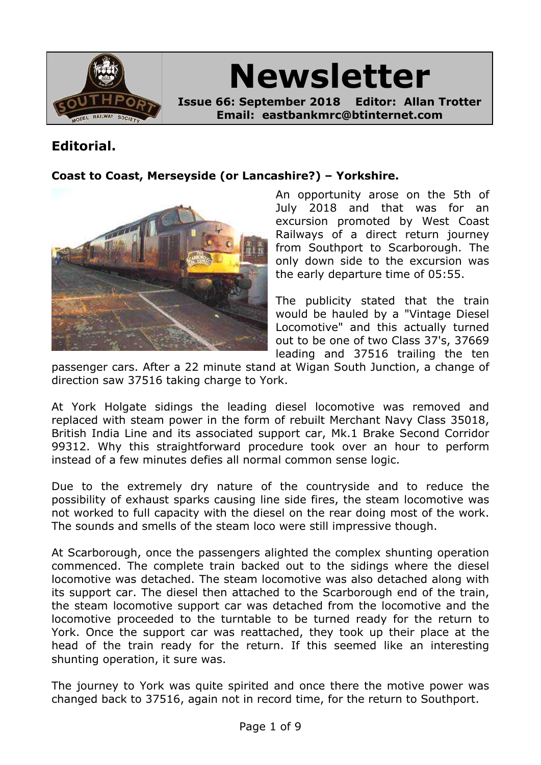# Newsletter

**Issue 66: September 2018 Editor: Allan Trotter**
**Email: eastbankmrc@btinternet.com**

## Editorial.

**Coast to Coast, Merseyside (or Lancashire?) – Yorkshire.**

An opportunity arose on the 5th of July 2018 and that was for an excursion promoted by West Coast Railways of a direct return journey from Southport to Scarborough. The only down side to the excursion was the early departure time of 05:55.

The publicity stated that the train would be hauled by a "Vintage Diesel Locomotive" and this actually turned out to be one of two Class 37's, 37669 leading and 37516 trailing the ten passenger cars. After a 22 minute stand at Wigan South Junction, a change of direction saw 37516 taking charge to York.

At York Holgate sidings the leading diesel locomotive was removed and replaced with steam power in the form of rebuilt Merchant Navy Class 35018, British India Line and its associated support car, Mk.1 Brake Second Corridor 99312. Why this straightforward procedure took over an hour to perform instead of a few minutes defies all normal common sense logic.

Due to the extremely dry nature of the countryside and to reduce the possibility of exhaust sparks causing line side fires, the steam locomotive was not worked to full capacity with the diesel on the rear doing most of the work. The sounds and smells of the steam loco were still impressive though.

At Scarborough, once the passengers alighted the complex shunting operation commenced. The complete train backed out to the sidings where the diesel locomotive was detached. The steam locomotive was also detached along with its support car. The diesel then attached to the Scarborough end of the train, the steam locomotive support car was detached from the locomotive and the locomotive proceeded to the turntable to be turned ready for the return to York. Once the support car was reattached, they took up their place at the head of the train ready for the return. If this seemed like an interesting shunting operation, it sure was.

The journey to York was quite spirited and once there the motive power was changed back to 37516, again not in record time, for the return to Southport.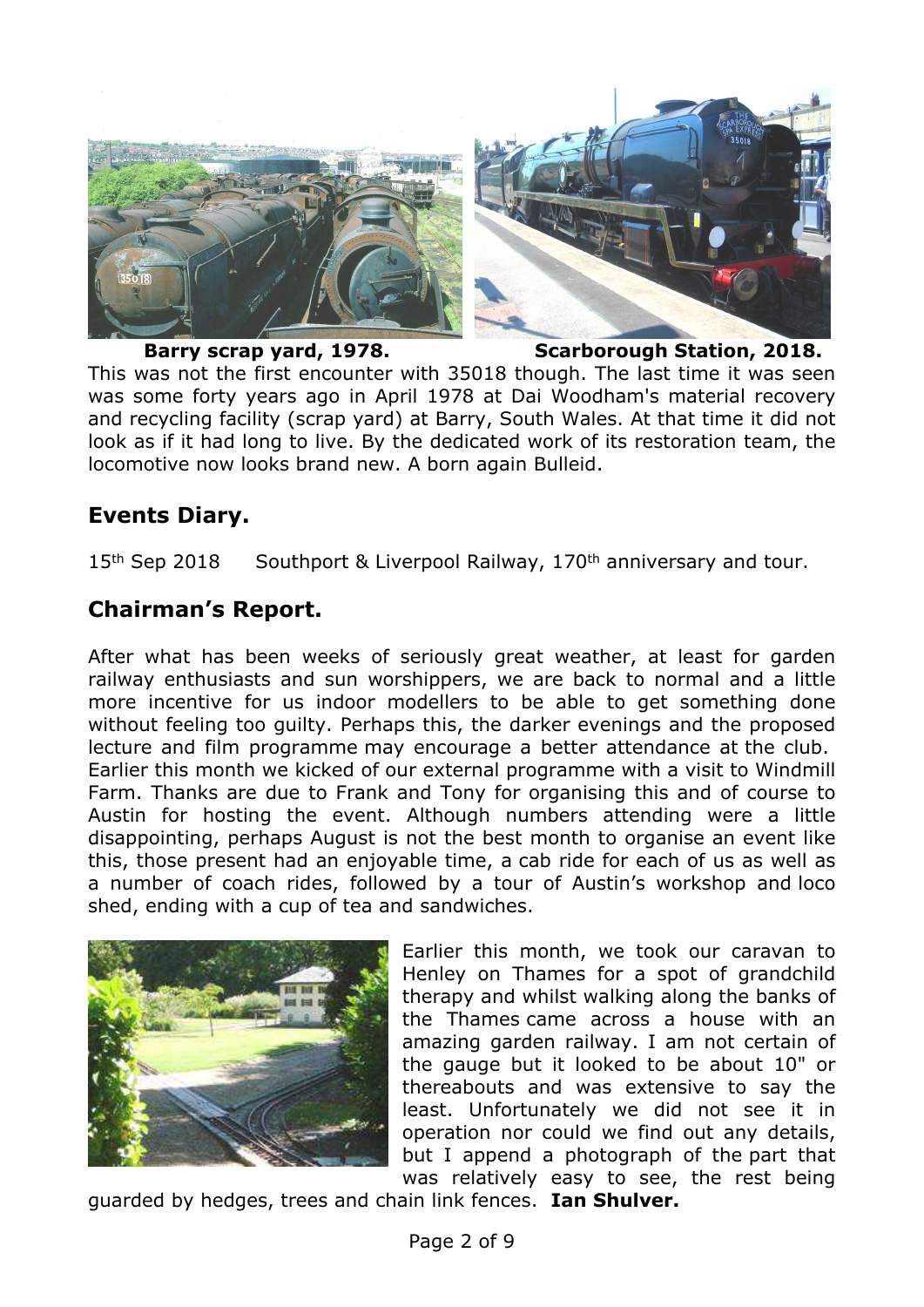**Barry scrap yard, 1978.** **Scarborough Station, 2018.**

This was not the first encounter with 35018 though. The last time it was seen was some forty years ago in April 1978 at Dai Woodham's material recovery and recycling facility (scrap yard) at Barry, South Wales. At that time it did not look as if it had long to live. By the dedicated work of its restoration team, the locomotive now looks brand new. A born again Bulleid.

## Events Diary.

15th Sep 2018 Southport & Liverpool Railway, 170th anniversary and tour.

## Chairman's Report.

After what has been weeks of seriously great weather, at least for garden railway enthusiasts and sun worshippers, we are back to normal and a little more incentive for us indoor modellers to be able to get something done without feeling too guilty. Perhaps this, the darker evenings and the proposed lecture and film programme may encourage a better attendance at the club. Earlier this month we kicked of our external programme with a visit to Windmill Farm. Thanks are due to Frank and Tony for organising this and of course to Austin for hosting the event. Although numbers attending were a little disappointing, perhaps August is not the best month to organise an event like this, those present had an enjoyable time, a cab ride for each of us as well as a number of coach rides, followed by a tour of Austin's workshop and loco shed, ending with a cup of tea and sandwiches.

Earlier this month, we took our caravan to Henley on Thames for a spot of grandchild therapy and whilst walking along the banks of the Thames came across a house with an amazing garden railway. I am not certain of the gauge but it looked to be about 10" or thereabouts and was extensive to say the least. Unfortunately we did not see it in operation nor could we find out any details, but I append a photograph of the part that was relatively easy to see, the rest being guarded by hedges, trees and chain link fences. **Ian Shulver.**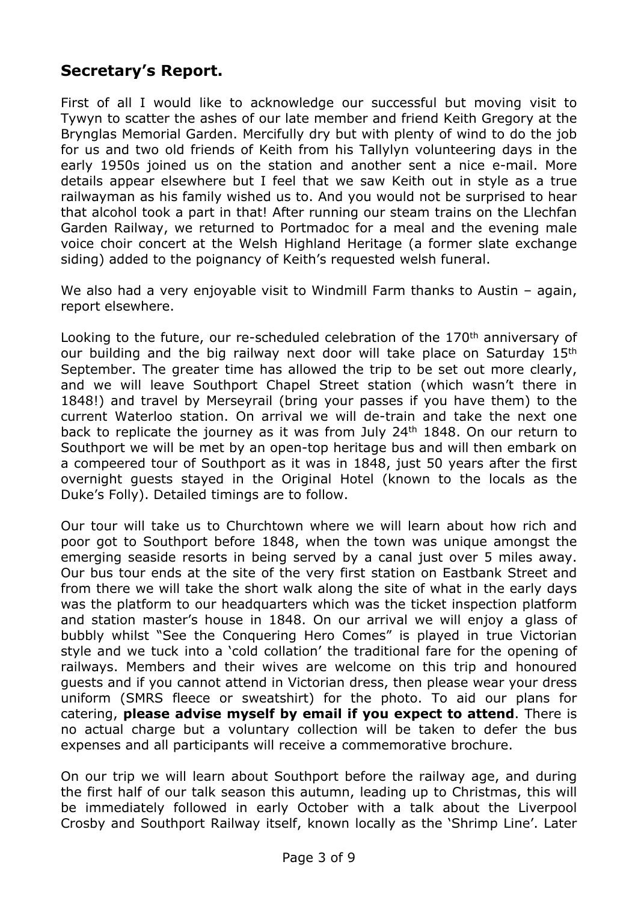## Secretary's Report.

First of all I would like to acknowledge our successful but moving visit to Tywyn to scatter the ashes of our late member and friend Keith Gregory at the Brynglas Memorial Garden. Mercifully dry but with plenty of wind to do the job for us and two old friends of Keith from his Tallylyn volunteering days in the early 1950s joined us on the station and another sent a nice e-mail. More details appear elsewhere but I feel that we saw Keith out in style as a true railwayman as his family wished us to. And you would not be surprised to hear that alcohol took a part in that! After running our steam trains on the Llechfan Garden Railway, we returned to Portmadoc for a meal and the evening male voice choir concert at the Welsh Highland Heritage (a former slate exchange siding) added to the poignancy of Keith's requested welsh funeral.

We also had a very enjoyable visit to Windmill Farm thanks to Austin – again, report elsewhere.

Looking to the future, our re-scheduled celebration of the 170th anniversary of our building and the big railway next door will take place on Saturday 15th September. The greater time has allowed the trip to be set out more clearly, and we will leave Southport Chapel Street station (which wasn't there in 1848!) and travel by Merseyrail (bring your passes if you have them) to the current Waterloo station. On arrival we will de-train and take the next one back to replicate the journey as it was from July 24th 1848. On our return to Southport we will be met by an open-top heritage bus and will then embark on a compeered tour of Southport as it was in 1848, just 50 years after the first overnight guests stayed in the Original Hotel (known to the locals as the Duke's Folly). Detailed timings are to follow.

Our tour will take us to Churchtown where we will learn about how rich and poor got to Southport before 1848, when the town was unique amongst the emerging seaside resorts in being served by a canal just over 5 miles away. Our bus tour ends at the site of the very first station on Eastbank Street and from there we will take the short walk along the site of what in the early days was the platform to our headquarters which was the ticket inspection platform and station master's house in 1848. On our arrival we will enjoy a glass of bubbly whilst "See the Conquering Hero Comes" is played in true Victorian style and we tuck into a 'cold collation' the traditional fare for the opening of railways. Members and their wives are welcome on this trip and honoured guests and if you cannot attend in Victorian dress, then please wear your dress uniform (SMRS fleece or sweatshirt) for the photo. To aid our plans for catering, **please advise myself by email if you expect to attend**. There is no actual charge but a voluntary collection will be taken to defer the bus expenses and all participants will receive a commemorative brochure.

On our trip we will learn about Southport before the railway age, and during the first half of our talk season this autumn, leading up to Christmas, this will be immediately followed in early October with a talk about the Liverpool Crosby and Southport Railway itself, known locally as the 'Shrimp Line'. Later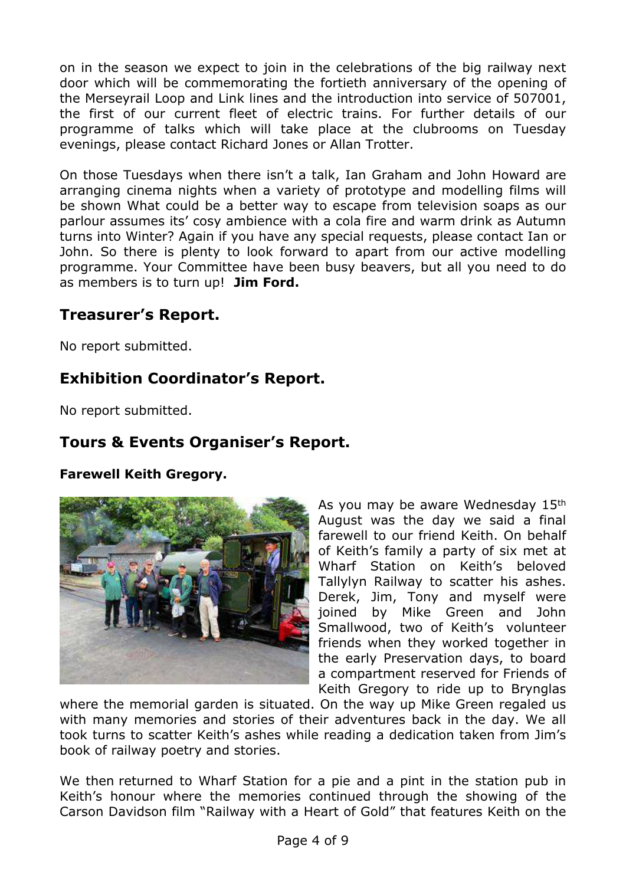on in the season we expect to join in the celebrations of the big railway next door which will be commemorating the fortieth anniversary of the opening of the Merseyrail Loop and Link lines and the introduction into service of 507001, the first of our current fleet of electric trains. For further details of our programme of talks which will take place at the clubrooms on Tuesday evenings, please contact Richard Jones or Allan Trotter.

On those Tuesdays when there isn't a talk, Ian Graham and John Howard are arranging cinema nights when a variety of prototype and modelling films will be shown What could be a better way to escape from television soaps as our parlour assumes its' cosy ambience with a cola fire and warm drink as Autumn turns into Winter? Again if you have any special requests, please contact Ian or John. So there is plenty to look forward to apart from our active modelling programme. Your Committee have been busy beavers, but all you need to do as members is to turn up! **Jim Ford.**

## Treasurer's Report.

No report submitted.

## Exhibition Coordinator's Report.

No report submitted.

## Tours & Events Organiser's Report.

**Farewell Keith Gregory.**

As you may be aware Wednesday 15th August was the day we said a final farewell to our friend Keith. On behalf of Keith's family a party of six met at Wharf Station on Keith's beloved Tallylyn Railway to scatter his ashes. Derek, Jim, Tony and myself were joined by Mike Green and John Smallwood, two of Keith's volunteer friends when they worked together in the early Preservation days, to board a compartment reserved for Friends of Keith Gregory to ride up to Brynglas where the memorial garden is situated. On the way up Mike Green regaled us with many memories and stories of their adventures back in the day. We all took turns to scatter Keith's ashes while reading a dedication taken from Jim's book of railway poetry and stories.

We then returned to Wharf Station for a pie and a pint in the station pub in Keith's honour where the memories continued through the showing of the Carson Davidson film "Railway with a Heart of Gold" that features Keith on the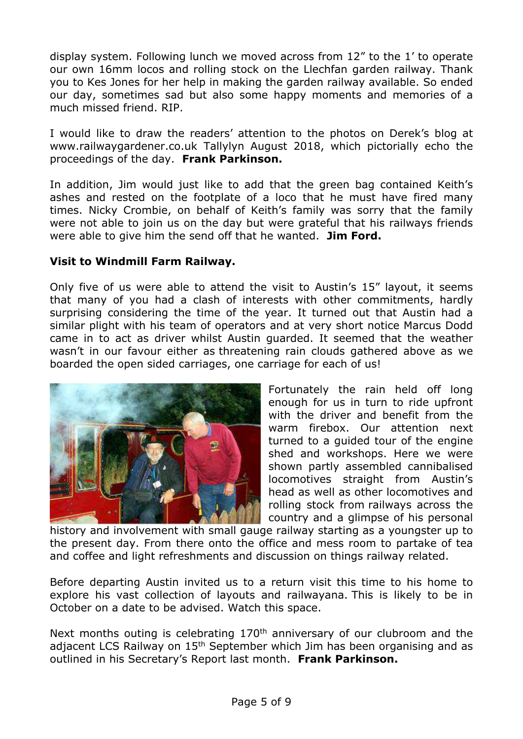display system. Following lunch we moved across from 12" to the 1' to operate our own 16mm locos and rolling stock on the Llechfan garden railway. Thank you to Kes Jones for her help in making the garden railway available. So ended our day, sometimes sad but also some happy moments and memories of a much missed friend. RIP.

I would like to draw the readers' attention to the photos on Derek's blog at www.railwaygardener.co.uk Tallylyn August 2018, which pictorially echo the proceedings of the day. **Frank Parkinson.**

In addition, Jim would just like to add that the green bag contained Keith's ashes and rested on the footplate of a loco that he must have fired many times. Nicky Crombie, on behalf of Keith's family was sorry that the family were not able to join us on the day but were grateful that his railways friends were able to give him the send off that he wanted. **Jim Ford.**

**Visit to Windmill Farm Railway.**

Only five of us were able to attend the visit to Austin's 15" layout, it seems that many of you had a clash of interests with other commitments, hardly surprising considering the time of the year. It turned out that Austin had a similar plight with his team of operators and at very short notice Marcus Dodd came in to act as driver whilst Austin guarded. It seemed that the weather wasn't in our favour either as threatening rain clouds gathered above as we boarded the open sided carriages, one carriage for each of us!

Fortunately the rain held off long enough for us in turn to ride upfront with the driver and benefit from the warm firebox. Our attention next turned to a guided tour of the engine shed and workshops. Here we were shown partly assembled cannibalised locomotives straight from Austin's head as well as other locomotives and rolling stock from railways across the country and a glimpse of his personal history and involvement with small gauge railway starting as a youngster up to the present day. From there onto the office and mess room to partake of tea and coffee and light refreshments and discussion on things railway related.

Before departing Austin invited us to a return visit this time to his home to explore his vast collection of layouts and railwayana. This is likely to be in October on a date to be advised. Watch this space.

Next months outing is celebrating 170th anniversary of our clubroom and the adjacent LCS Railway on 15th September which Jim has been organising and as outlined in his Secretary's Report last month. **Frank Parkinson.**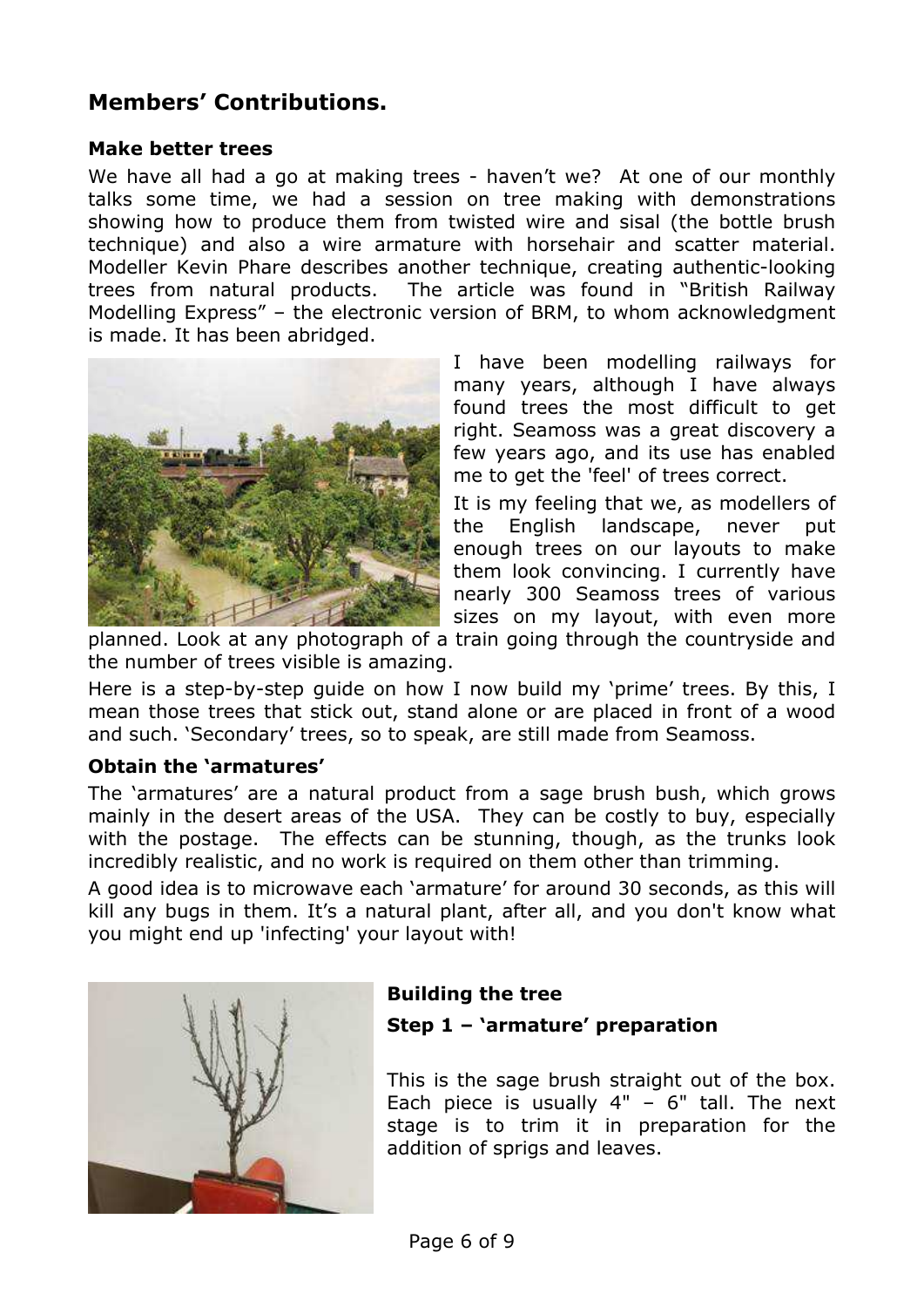## Members' Contributions.

### Make better trees

We have all had a go at making trees - haven't we? At one of our monthly talks some time, we had a session on tree making with demonstrations showing how to produce them from twisted wire and sisal (the bottle brush technique) and also a wire armature with horsehair and scatter material. Modeller Kevin Phare describes another technique, creating authentic-looking trees from natural products. The article was found in "British Railway Modelling Express" – the electronic version of BRM, to whom acknowledgment is made. It has been abridged.

I have been modelling railways for many years, although I have always found trees the most difficult to get right. Seamoss was a great discovery a few years ago, and its use has enabled me to get the 'feel' of trees correct.

It is my feeling that we, as modellers of the English landscape, never put enough trees on our layouts to make them look convincing. I currently have nearly 300 Seamoss trees of various sizes on my layout, with even more planned. Look at any photograph of a train going through the countryside and the number of trees visible is amazing.

Here is a step-by-step guide on how I now build my 'prime' trees. By this, I mean those trees that stick out, stand alone or are placed in front of a wood and such. 'Secondary' trees, so to speak, are still made from Seamoss.

### Obtain the 'armatures'

The 'armatures' are a natural product from a sage brush bush, which grows mainly in the desert areas of the USA. They can be costly to buy, especially with the postage. The effects can be stunning, though, as the trunks look incredibly realistic, and no work is required on them other than trimming.

A good idea is to microwave each 'armature' for around 30 seconds, as this will kill any bugs in them. It's a natural plant, after all, and you don't know what you might end up 'infecting' your layout with!

### Building the tree

**Step 1 – 'armature' preparation**

This is the sage brush straight out of the box. Each piece is usually 4" – 6" tall. The next stage is to trim it in preparation for the addition of sprigs and leaves.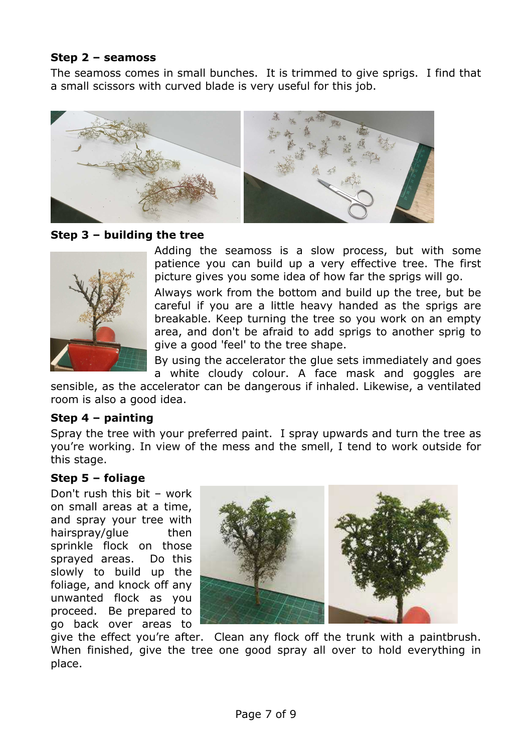**Step 2 – seamoss**

The seamoss comes in small bunches. It is trimmed to give sprigs. I find that a small scissors with curved blade is very useful for this job.

**Step 3 – building the tree**

Adding the seamoss is a slow process, but with some patience you can build up a very effective tree. The first picture gives you some idea of how far the sprigs will go.

Always work from the bottom and build up the tree, but be careful if you are a little heavy handed as the sprigs are breakable. Keep turning the tree so you work on an empty area, and don't be afraid to add sprigs to another sprig to give a good 'feel' to the tree shape.

By using the accelerator the glue sets immediately and goes a white cloudy colour. A face mask and goggles are sensible, as the accelerator can be dangerous if inhaled. Likewise, a ventilated room is also a good idea.

**Step 4 – painting**

Spray the tree with your preferred paint. I spray upwards and turn the tree as you're working. In view of the mess and the smell, I tend to work outside for this stage.

**Step 5 – foliage**

Don't rush this bit – work on small areas at a time, and spray your tree with hairspray/glue then sprinkle flock on those sprayed areas. Do this slowly to build up the foliage, and knock off any unwanted flock as you proceed. Be prepared to go back over areas to give the effect you're after. Clean any flock off the trunk with a paintbrush. When finished, give the tree one good spray all over to hold everything in place.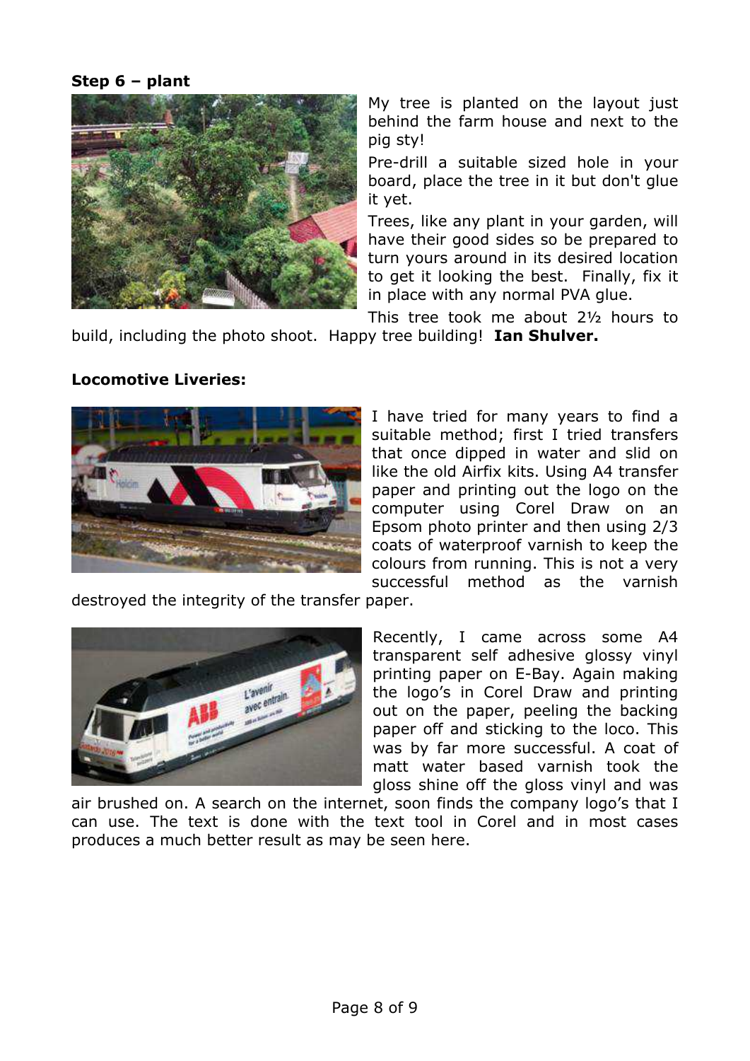**Step 6 – plant**

My tree is planted on the layout just behind the farm house and next to the pig sty!

Pre-drill a suitable sized hole in your board, place the tree in it but don't glue it yet.

Trees, like any plant in your garden, will have their good sides so be prepared to turn yours around in its desired location to get it looking the best. Finally, fix it in place with any normal PVA glue.

This tree took me about 2½ hours to build, including the photo shoot. Happy tree building! **Ian Shulver.**

**Locomotive Liveries:**

I have tried for many years to find a suitable method; first I tried transfers that once dipped in water and slid on like the old Airfix kits. Using A4 transfer paper and printing out the logo on the computer using Corel Draw on an Epsom photo printer and then using 2/3 coats of waterproof varnish to keep the colours from running. This is not a very successful method as the varnish destroyed the integrity of the transfer paper.

Recently, I came across some A4 transparent self adhesive glossy vinyl printing paper on E-Bay. Again making the logo's in Corel Draw and printing out on the paper, peeling the backing paper off and sticking to the loco. This was by far more successful. A coat of matt water based varnish took the gloss shine off the gloss vinyl and was air brushed on. A search on the internet, soon finds the company logo's that I can use. The text is done with the text tool in Corel and in most cases produces a much better result as may be seen here.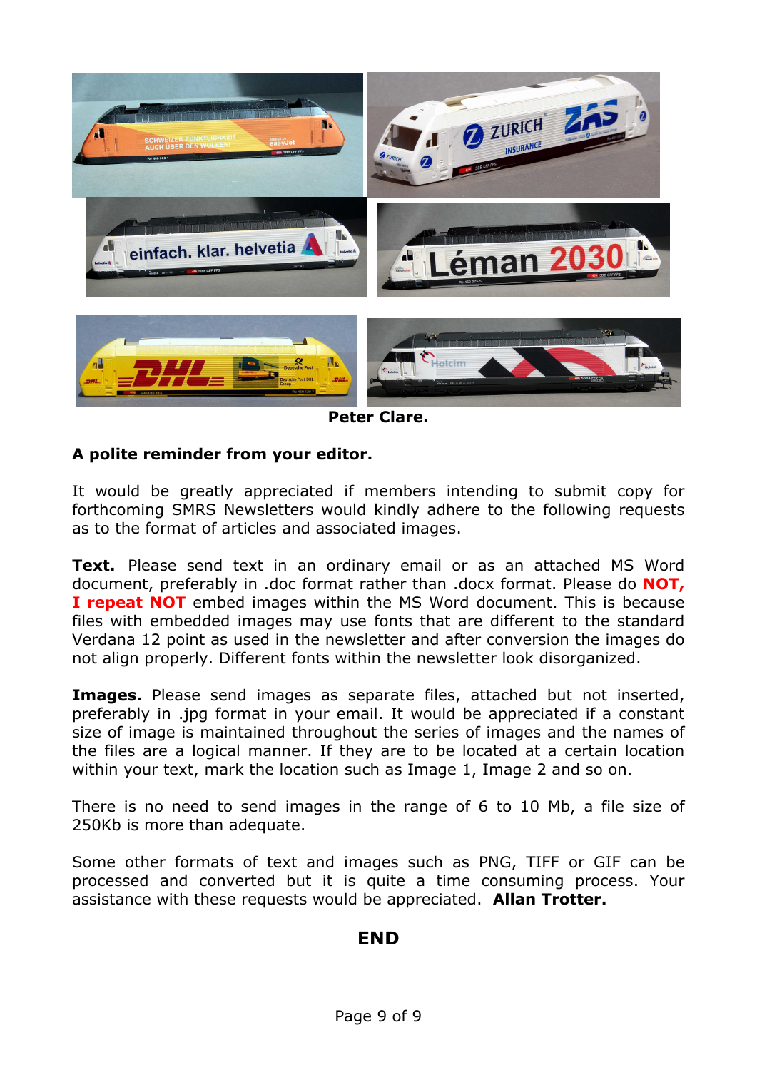**Peter Clare.**

**A polite reminder from your editor.**

It would be greatly appreciated if members intending to submit copy for forthcoming SMRS Newsletters would kindly adhere to the following requests as to the format of articles and associated images.

**Text.** Please send text in an ordinary email or as an attached MS Word document, preferably in .doc format rather than .docx format. Please do **NOT, I repeat NOT** embed images within the MS Word document. This is because files with embedded images may use fonts that are different to the standard Verdana 12 point as used in the newsletter and after conversion the images do not align properly. Different fonts within the newsletter look disorganized.

**Images.** Please send images as separate files, attached but not inserted, preferably in .jpg format in your email. It would be appreciated if a constant size of image is maintained throughout the series of images and the names of the files are a logical manner. If they are to be located at a certain location within your text, mark the location such as Image 1, Image 2 and so on.

There is no need to send images in the range of 6 to 10 Mb, a file size of 250Kb is more than adequate.

Some other formats of text and images such as PNG, TIFF or GIF can be processed and converted but it is quite a time consuming process. Your assistance with these requests would be appreciated. **Allan Trotter.**

**END**